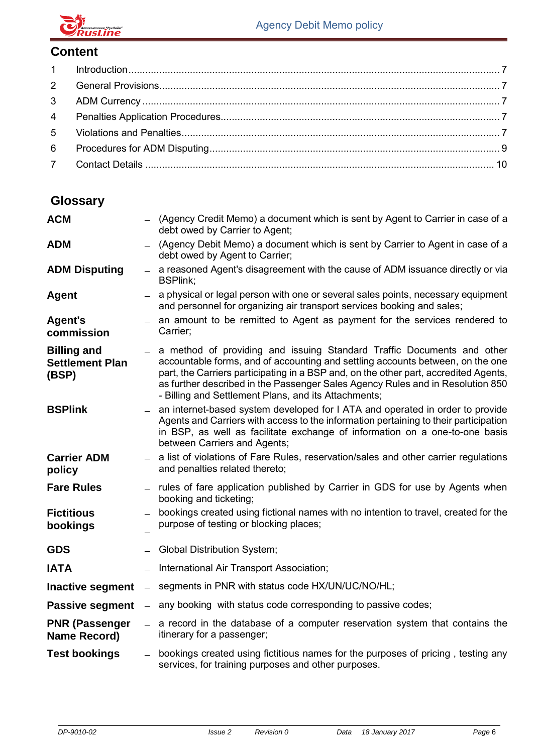## Content

| | | |
|---|---|---|
| 1 | Introduction | 7 |
| 2 | General Provisions | 7 |
| 3 | ADM Currency | 7 |
| 4 | Penalties Application Procedures | 7 |
| 5 | Violations and Penalties | 7 |
| 6 | Procedures for ADM Disputing | 9 |
| 7 | Contact Details | 10 |

## Glossary

**ACM** – (Agency Credit Memo) a document which is sent by Agent to Carrier in case of a debt owed by Carrier to Agent;

**ADM** – (Agency Debit Memo) a document which is sent by Carrier to Agent in case of a debt owed by Agent to Carrier;

**ADM Disputing** – a reasoned Agent's disagreement with the cause of ADM issuance directly or via BSPlink;

**Agent** – a physical or legal person with one or several sales points, necessary equipment and personnel for organizing air transport services booking and sales;

**Agent's commission** – an amount to be remitted to Agent as payment for the services rendered to Carrier;

**Billing and Settlement Plan (BSP)** – a method of providing and issuing Standard Traffic Documents and other accountable forms, and of accounting and settling accounts between, on the one part, the Carriers participating in a BSP and, on the other part, accredited Agents, as further described in the Passenger Sales Agency Rules and in Resolution 850 - Billing and Settlement Plans, and its Attachments;

**BSPlink** – an internet-based system developed for I ATA and operated in order to provide Agents and Carriers with access to the information pertaining to their participation in BSP, as well as facilitate exchange of information on a one-to-one basis between Carriers and Agents;

**Carrier ADM policy** – a list of violations of Fare Rules, reservation/sales and other carrier regulations and penalties related thereto;

**Fare Rules** – rules of fare application published by Carrier in GDS for use by Agents when booking and ticketing;

**Fictitious bookings** – bookings created using fictional names with no intention to travel, created for the purpose of testing or blocking places;

**GDS** – Global Distribution System;

**IATA** – International Air Transport Association;

**Inactive segment** – segments in PNR with status code HX/UN/UC/NO/HL;

**Passive segment** – any booking with status code corresponding to passive codes;

**PNR (Passenger Name Record)** – a record in the database of a computer reservation system that contains the itinerary for a passenger;

**Test bookings** – bookings created using fictitious names for the purposes of pricing , testing any services, for training purposes and other purposes.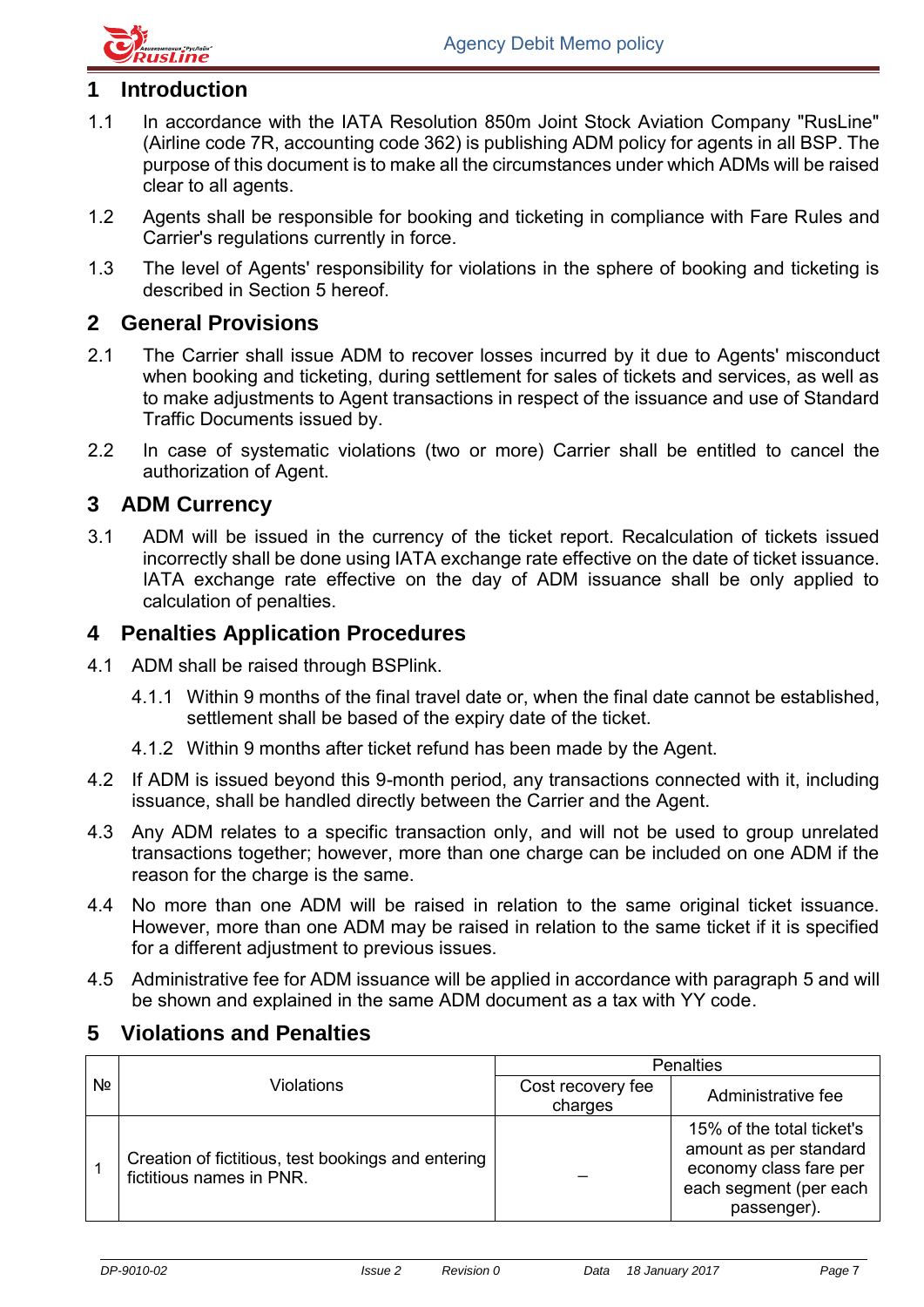# 1 Introduction

1.1 In accordance with the IATA Resolution 850m Joint Stock Aviation Company "RusLine" (Airline code 7R, accounting code 362) is publishing ADM policy for agents in all BSP. The purpose of this document is to make all the circumstances under which ADMs will be raised clear to all agents.

1.2 Agents shall be responsible for booking and ticketing in compliance with Fare Rules and Carrier's regulations currently in force.

1.3 The level of Agents' responsibility for violations in the sphere of booking and ticketing is described in Section 5 hereof.

# 2 General Provisions

2.1 The Carrier shall issue ADM to recover losses incurred by it due to Agents' misconduct when booking and ticketing, during settlement for sales of tickets and services, as well as to make adjustments to Agent transactions in respect of the issuance and use of Standard Traffic Documents issued by.

2.2 In case of systematic violations (two or more) Carrier shall be entitled to cancel the authorization of Agent.

# 3 ADM Currency

3.1 ADM will be issued in the currency of the ticket report. Recalculation of tickets issued incorrectly shall be done using IATA exchange rate effective on the date of ticket issuance. IATA exchange rate effective on the day of ADM issuance shall be only applied to calculation of penalties.

# 4 Penalties Application Procedures

4.1 ADM shall be raised through BSPlink.

4.1.1 Within 9 months of the final travel date or, when the final date cannot be established, settlement shall be based of the expiry date of the ticket.

4.1.2 Within 9 months after ticket refund has been made by the Agent.

4.2 If ADM is issued beyond this 9-month period, any transactions connected with it, including issuance, shall be handled directly between the Carrier and the Agent.

4.3 Any ADM relates to a specific transaction only, and will not be used to group unrelated transactions together; however, more than one charge can be included on one ADM if the reason for the charge is the same.

4.4 No more than one ADM will be raised in relation to the same original ticket issuance. However, more than one ADM may be raised in relation to the same ticket if it is specified for a different adjustment to previous issues.

4.5 Administrative fee for ADM issuance will be applied in accordance with paragraph 5 and will be shown and explained in the same ADM document as a tax with YY code.

# 5 Violations and Penalties

| № | Violations | Penalties | |
|---|---|---|---|
| | | Cost recovery fee charges | Administrative fee |
| 1 | Creation of fictitious, test bookings and entering fictitious names in PNR. | – | 15% of the total ticket's amount as per standard economy class fare per each segment (per each passenger). |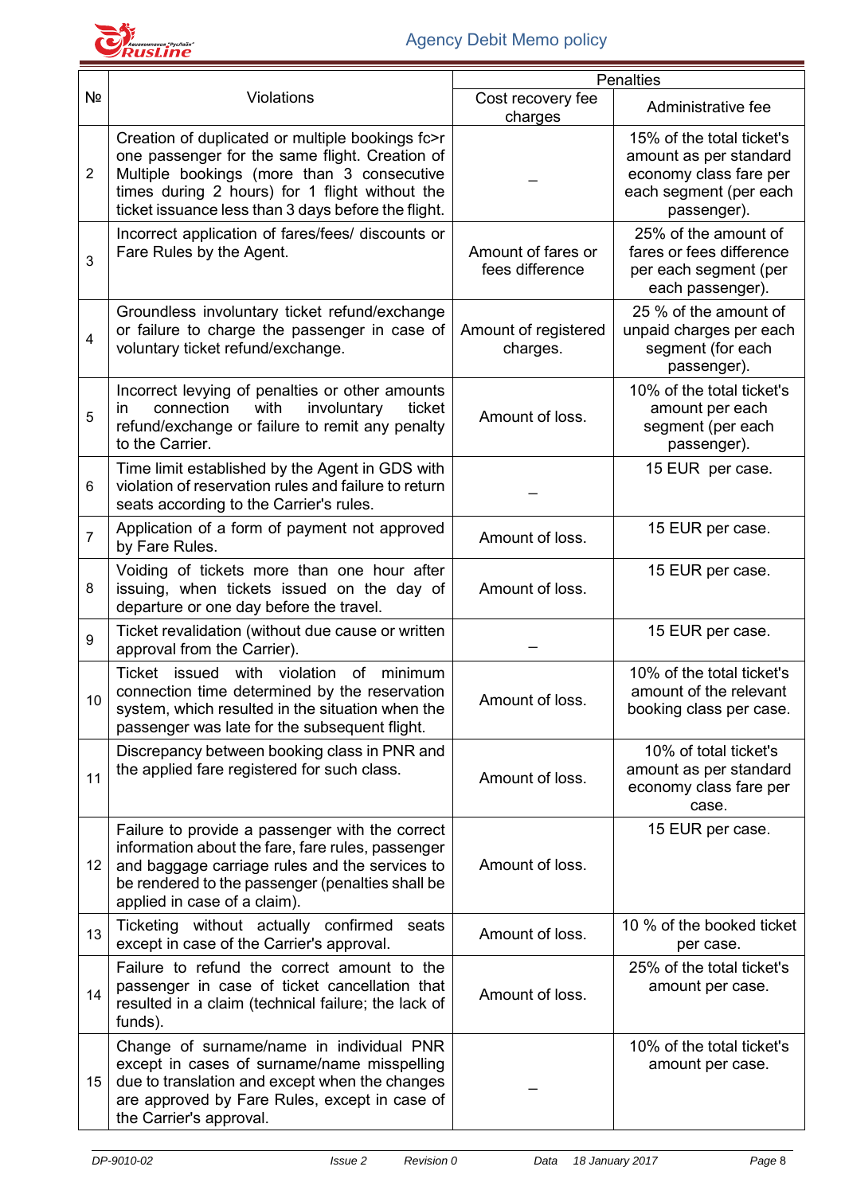| № | Violations | Penalties | |
|---|---|---|---|
| | | Cost recovery fee charges | Administrative fee |
| 2 | Creation of duplicated or multiple bookings fc>r one passenger for the same flight. Creation of Multiple bookings (more than 3 consecutive times during 2 hours) for 1 flight without the ticket issuance less than 3 days before the flight. | – | 15% of the total ticket's amount as per standard economy class fare per each segment (per each passenger). |
| 3 | Incorrect application of fares/fees/ discounts or Fare Rules by the Agent. | Amount of fares or fees difference | 25% of the amount of fares or fees difference per each segment (per each passenger). |
| 4 | Groundless involuntary ticket refund/exchange or failure to charge the passenger in case of voluntary ticket refund/exchange. | Amount of registered charges. | 25 % of the amount of unpaid charges per each segment (for each passenger). |
| 5 | Incorrect levying of penalties or other amounts in connection with involuntary ticket refund/exchange or failure to remit any penalty to the Carrier. | Amount of loss. | 10% of the total ticket's amount per each segment (per each passenger). |
| 6 | Time limit established by the Agent in GDS with violation of reservation rules and failure to return seats according to the Carrier's rules. | – | 15 EUR per case. |
| 7 | Application of a form of payment not approved by Fare Rules. | Amount of loss. | 15 EUR per case. |
| 8 | Voiding of tickets more than one hour after issuing, when tickets issued on the day of departure or one day before the travel. | Amount of loss. | 15 EUR per case. |
| 9 | Ticket revalidation (without due cause or written approval from the Carrier). | – | 15 EUR per case. |
| 10 | Ticket issued with violation of minimum connection time determined by the reservation system, which resulted in the situation when the passenger was late for the subsequent flight. | Amount of loss. | 10% of the total ticket's amount of the relevant booking class per case. |
| 11 | Discrepancy between booking class in PNR and the applied fare registered for such class. | Amount of loss. | 10% of total ticket's amount as per standard economy class fare per case. |
| 12 | Failure to provide a passenger with the correct information about the fare, fare rules, passenger and baggage carriage rules and the services to be rendered to the passenger (penalties shall be applied in case of a claim). | Amount of loss. | 15 EUR per case. |
| 13 | Ticketing without actually confirmed seats except in case of the Carrier's approval. | Amount of loss. | 10 % of the booked ticket per case. |
| 14 | Failure to refund the correct amount to the passenger in case of ticket cancellation that resulted in a claim (technical failure; the lack of funds). | Amount of loss. | 25% of the total ticket's amount per case. |
| 15 | Change of surname/name in individual PNR except in cases of surname/name misspelling due to translation and except when the changes are approved by Fare Rules, except in case of the Carrier's approval. | – | 10% of the total ticket's amount per case. |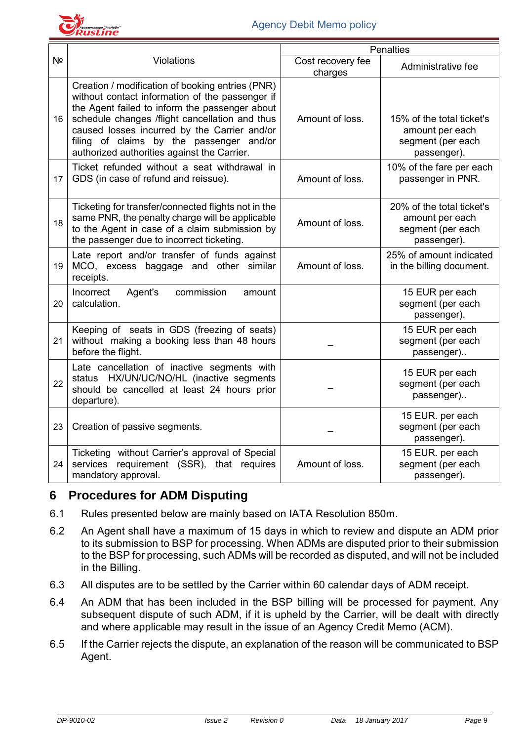| № | Violations | Penalties | |
|---|---|---|---|
| | | Cost recovery fee charges | Administrative fee |
| 16 | Creation / modification of booking entries (PNR) without contact information of the passenger if the Agent failed to inform the passenger about schedule changes /flight cancellation and thus caused losses incurred by the Carrier and/or filing of claims by the passenger and/or authorized authorities against the Carrier. | Amount of loss. | 15% of the total ticket's amount per each segment (per each passenger). |
| 17 | Ticket refunded without a seat withdrawal in GDS (in case of refund and reissue). | Amount of loss. | 10% of the fare per each passenger in PNR. |
| 18 | Ticketing for transfer/connected flights not in the same PNR, the penalty charge will be applicable to the Agent in case of a claim submission by the passenger due to incorrect ticketing. | Amount of loss. | 20% of the total ticket's amount per each segment (per each passenger). |
| 19 | Late report and/or transfer of funds against MCO, excess baggage and other similar receipts. | Amount of loss. | 25% of amount indicated in the billing document. |
| 20 | Incorrect Agent's commission amount calculation. | | 15 EUR per each segment (per each passenger). |
| 21 | Keeping of seats in GDS (freezing of seats) without making a booking less than 48 hours before the flight. | _ | 15 EUR per each segment (per each passenger).. |
| 22 | Late cancellation of inactive segments with status HX/UN/UC/NO/HL (inactive segments should be cancelled at least 24 hours prior departure). | _ | 15 EUR per each segment (per each passenger).. |
| 23 | Creation of passive segments. | _ | 15 EUR. per each segment (per each passenger). |
| 24 | Ticketing without Carrier's approval of Special services requirement (SSR), that requires mandatory approval. | Amount of loss. | 15 EUR. per each segment (per each passenger). |

## 6 Procedures for ADM Disputing

6.1 Rules presented below are mainly based on IATA Resolution 850m.

6.2 An Agent shall have a maximum of 15 days in which to review and dispute an ADM prior to its submission to BSP for processing. When ADMs are disputed prior to their submission to the BSP for processing, such ADMs will be recorded as disputed, and will not be included in the Billing.

6.3 All disputes are to be settled by the Carrier within 60 calendar days of ADM receipt.

6.4 An ADM that has been included in the BSP billing will be processed for payment. Any subsequent dispute of such ADM, if it is upheld by the Carrier, will be dealt with directly and where applicable may result in the issue of an Agency Credit Memo (ACM).

6.5 If the Carrier rejects the dispute, an explanation of the reason will be communicated to BSP Agent.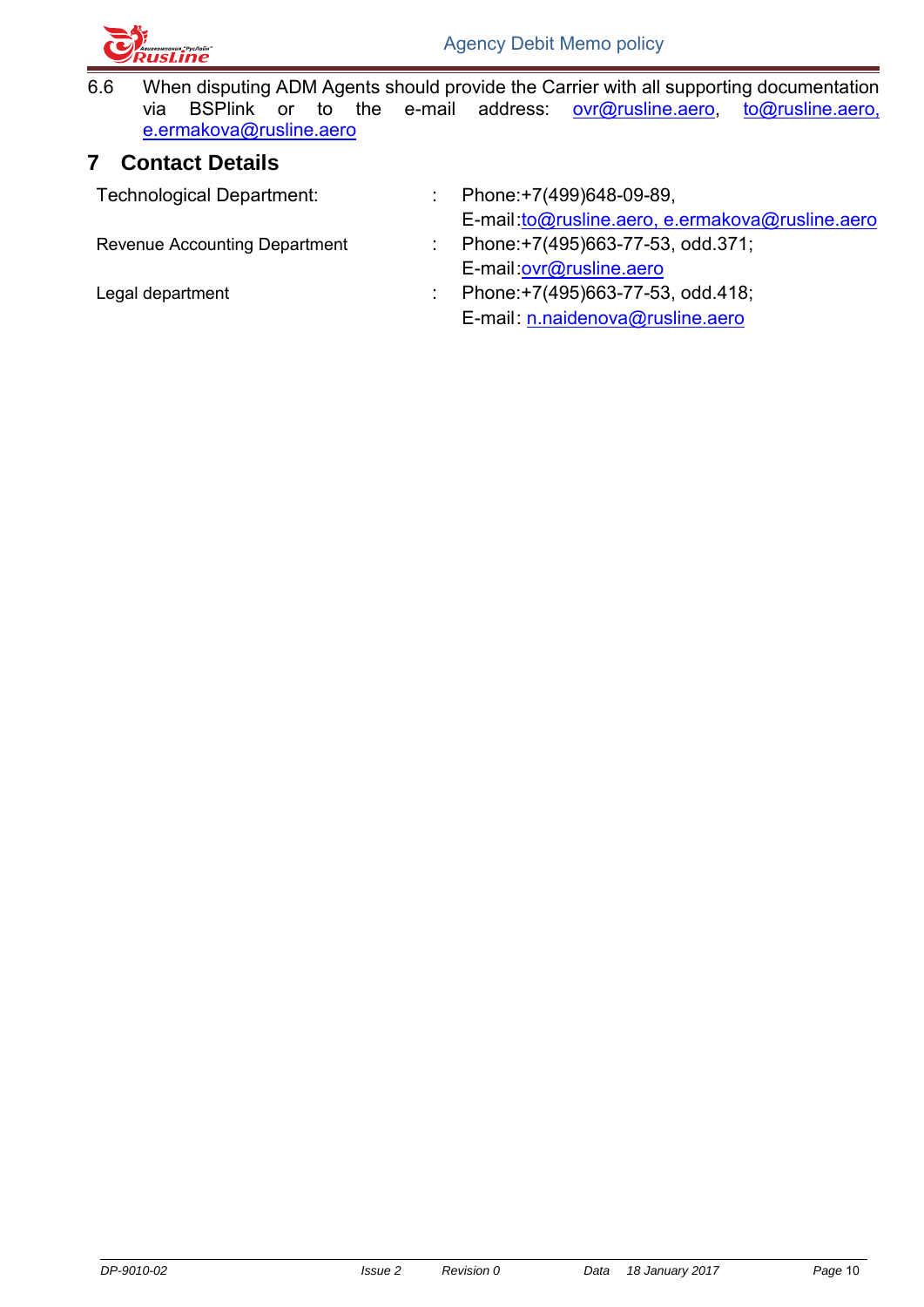6.6 When disputing ADM Agents should provide the Carrier with all supporting documentation via BSPlink or to the e-mail address: ovr@rusline.aero, to@rusline.aero, e.ermakova@rusline.aero

## 7 Contact Details

| | | |
|---|---|---|
| Technological Department: | : | Phone:+7(499)648-09-89,<br>E-mail:to@rusline.aero, e.ermakova@rusline.aero |
| Revenue Accounting Department | : | Phone:+7(495)663-77-53, odd.371;<br>E-mail:ovr@rusline.aero |
| Legal department | : | Phone:+7(495)663-77-53, odd.418;<br>E-mail: n.naidenova@rusline.aero |